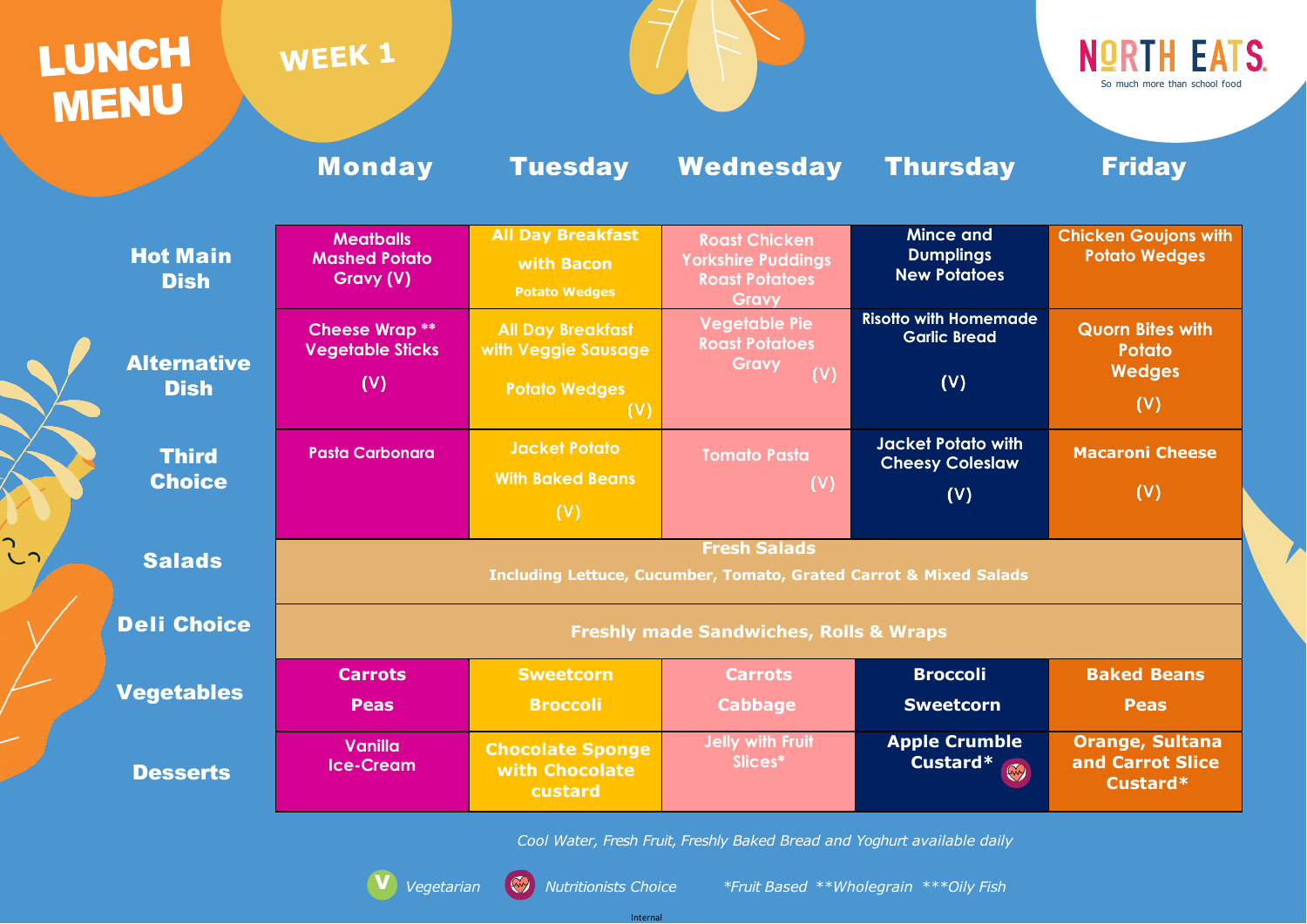# LUNCH MENU

## WEEK 1

**NORTH EATS** So much more than school food

| | Monday | Tuesday | Wednesday | Thursday | Friday |
|---|---|---|---|---|---|
| **Hot Main Dish** | Meatballs Mashed Potato Gravy (V) | All Day Breakfast with Bacon Potato Wedges | Roast Chicken Yorkshire Puddings Roast Potatoes Gravy | Mince and Dumplings New Potatoes | Chicken Goujons with Potato Wedges |
| **Alternative Dish** | Cheese Wrap ** Vegetable Sticks (V) | All Day Breakfast with Veggie Sausage Potato Wedges (V) | Vegetable Pie Roast Potatoes Gravy (V) | Risotto with Homemade Garlic Bread (V) | Quorn Bites with Potato Wedges (V) |
| **Third Choice** | Pasta Carbonara | Jacket Potato With Baked Beans (V) | Tomato Pasta (V) | Jacket Potato with Cheesy Coleslaw (V) | Macaroni Cheese (V) |
| **Salads** | Fresh Salads Including Lettuce, Cucumber, Tomato, Grated Carrot & Mixed Salads | | | | |
| **Deli Choice** | Freshly made Sandwiches, Rolls & Wraps | | | | |
| **Vegetables** | Carrots Peas | Sweetcorn Broccoli | Carrots Cabbage | Broccoli Sweetcorn | Baked Beans Peas |
| **Desserts** | Vanilla Ice-Cream | Chocolate Sponge with Chocolate custard | Jelly with Fruit Slices* | Apple Crumble Custard* (Nutritionists Choice) | Orange, Sultana and Carrot Slice Custard* |

*Cool Water, Fresh Fruit, Freshly Baked Bread and Yoghurt available daily*

V *Vegetarian* &nbsp; *Nutritionists Choice* &nbsp; *\*Fruit Based \*\*Wholegrain \*\*\*Oily Fish*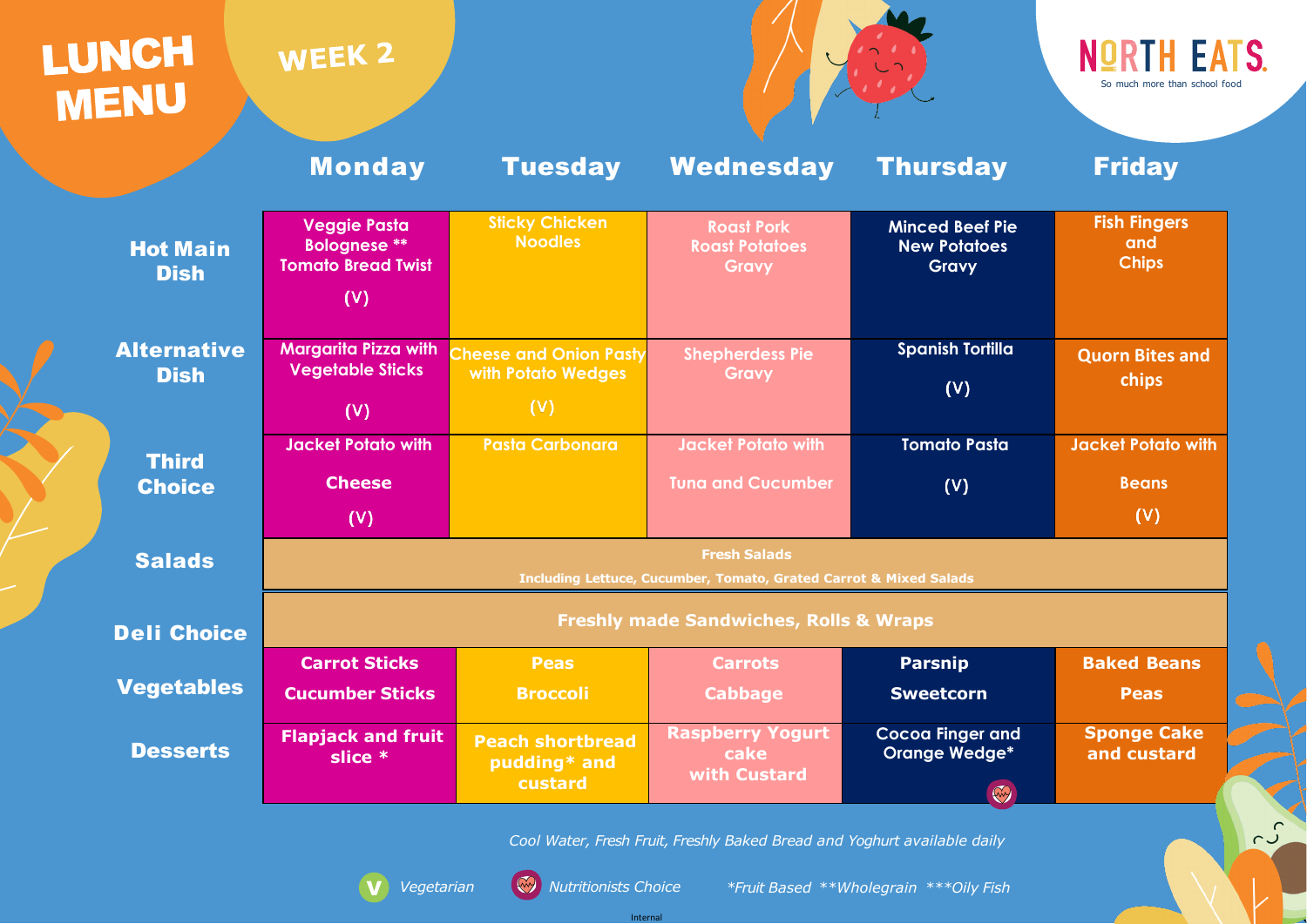# LUNCH MENU

## WEEK 2

NORTH EATS
So much more than school food

| | Monday | Tuesday | Wednesday | Thursday | Friday |
|---|---|---|---|---|---|
| **Hot Main Dish** | Veggie Pasta Bolognese ** Tomato Bread Twist (V) | Sticky Chicken Noodles | Roast Pork Roast Potatoes Gravy | Minced Beef Pie New Potatoes Gravy | Fish Fingers and Chips |
| **Alternative Dish** | Margarita Pizza with Vegetable Sticks (V) | Cheese and Onion Pasty with Potato Wedges (V) | Shepherdess Pie Gravy | Spanish Tortilla (V) | Quorn Bites and chips |
| **Third Choice** | Jacket Potato with Cheese (V) | Pasta Carbonara | Jacket Potato with Tuna and Cucumber | Tomato Pasta (V) | Jacket Potato with Beans (V) |
| **Salads** | Fresh Salads Including Lettuce, Cucumber, Tomato, Grated Carrot & Mixed Salads | | | | |
| **Deli Choice** | Freshly made Sandwiches, Rolls & Wraps | | | | |
| **Vegetables** | Carrot Sticks Cucumber Sticks | Peas Broccoli | Carrots Cabbage | Parsnip Sweetcorn | Baked Beans Peas |
| **Desserts** | Flapjack and fruit slice * | Peach shortbread pudding* and custard | Raspberry Yogurt cake with Custard | Cocoa Finger and Orange Wedge* (Nutritionists Choice) | Sponge Cake and custard |

*Cool Water, Fresh Fruit, Freshly Baked Bread and Yoghurt available daily*

V *Vegetarian* &nbsp;&nbsp; *Nutritionists Choice* &nbsp;&nbsp; **Fruit Based* ***Wholegrain* ****Oily Fish*

Internal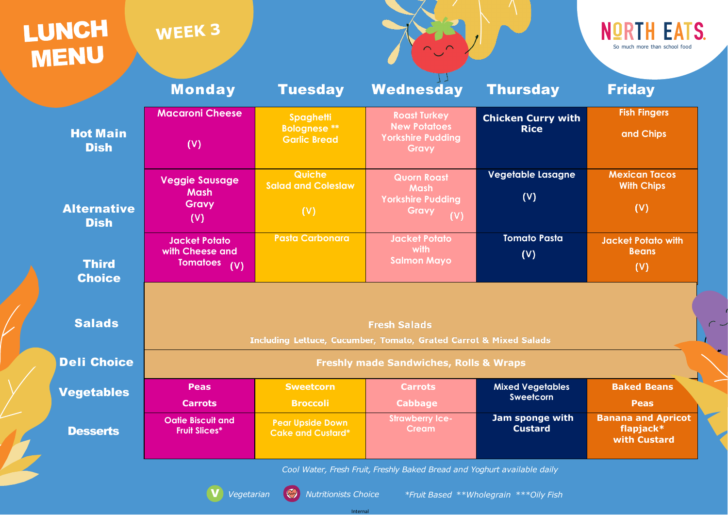# LUNCH MENU

## WEEK 3

NORTH EATS
So much more than school food

| | Monday | Tuesday | Wednesday | Thursday | Friday |
|---|---|---|---|---|---|
| **Hot Main Dish** | Macaroni Cheese (V) | Spaghetti Bolognese ** Garlic Bread | Roast Turkey New Potatoes Yorkshire Pudding Gravy | Chicken Curry with Rice | Fish Fingers and Chips |
| **Alternative Dish** | Veggie Sausage Mash Gravy (V) | Quiche Salad and Coleslaw (V) | Quorn Roast Mash Yorkshire Pudding Gravy (V) | Vegetable Lasagne (V) | Mexican Tacos With Chips (V) |
| **Third Choice** | Jacket Potato with Cheese and Tomatoes (V) | Pasta Carbonara | Jacket Potato with Salmon Mayo | Tomato Pasta (V) | Jacket Potato with Beans (V) |
| **Salads** | Fresh Salads Including Lettuce, Cucumber, Tomato, Grated Carrot & Mixed Salads | | | | |
| **Deli Choice** | Freshly made Sandwiches, Rolls & Wraps | | | | |
| **Vegetables** | Peas Carrots | Sweetcorn Broccoli | Carrots Cabbage | Mixed Vegetables Sweetcorn | Baked Beans Peas |
| **Desserts** | Oatie Biscuit and Fruit Slices* | Pear Upside Down Cake and Custard* | Strawberry Ice-Cream | Jam sponge with Custard | Banana and Apricot flapjack* with Custard |

*Cool Water, Fresh Fruit, Freshly Baked Bread and Yoghurt available daily*

V *Vegetarian* *Nutritionists Choice* *\*Fruit Based \*\*Wholegrain \*\*\*Oily Fish*